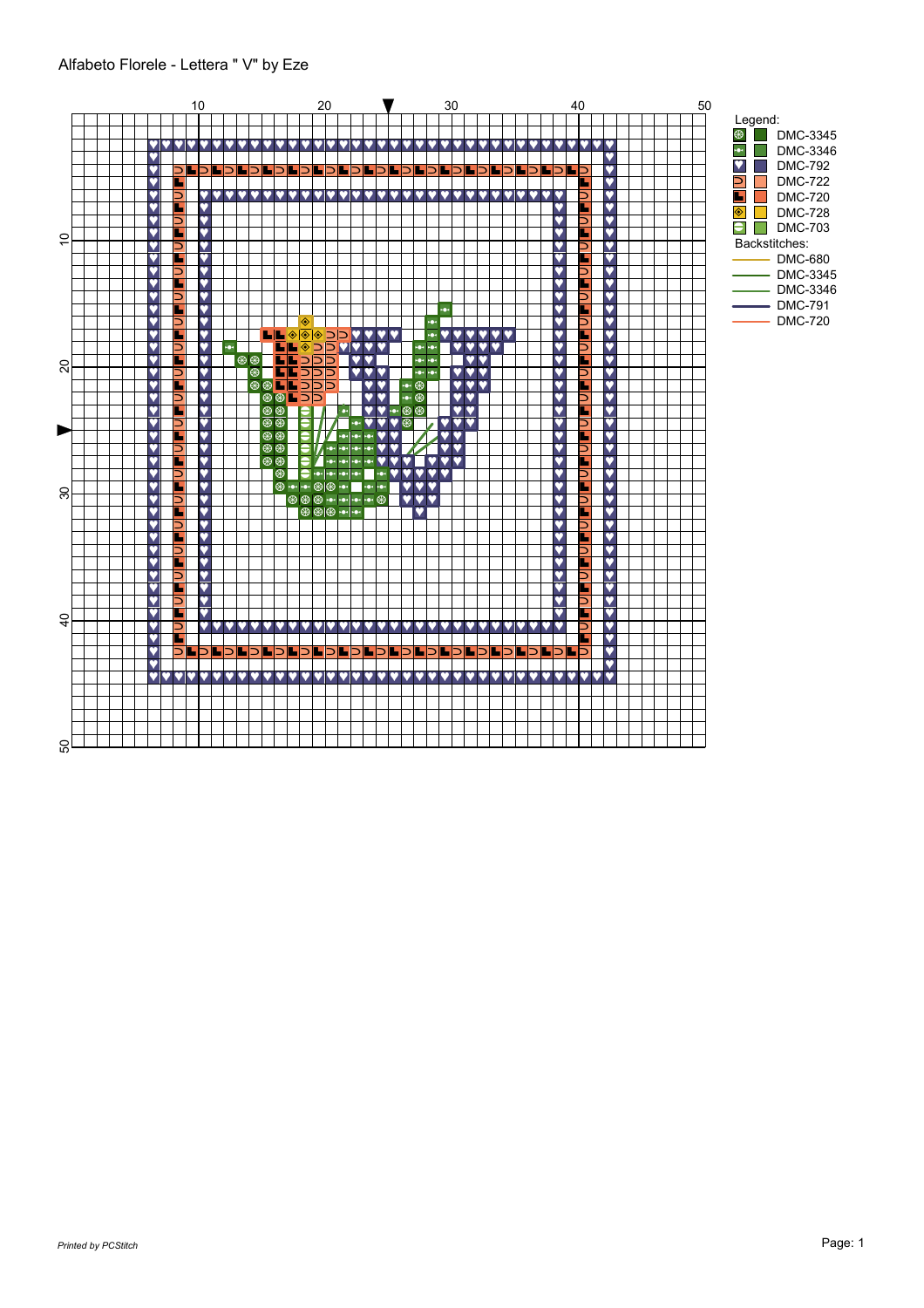Alfabeto Florele - Lettera " V" by Eze

Legend:

- DMC-3345
- DMC-3346
- DMC-792
- DMC-722
- DMC-720
- DMC-728
- DMC-703

Backstitches:

- DMC-680
- DMC-3345
- DMC-3346
- DMC-791
- DMC-720

*Printed by PCStitch*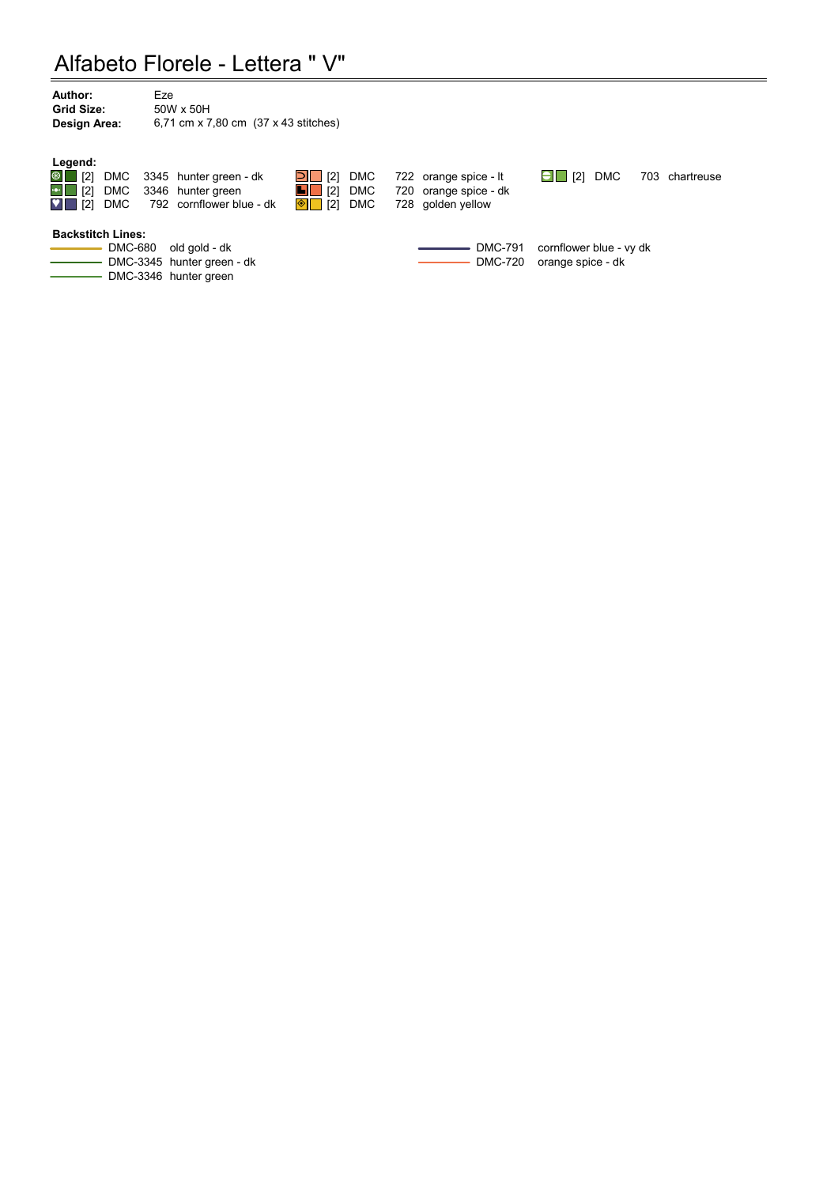# Alfabeto Florele - Lettera " V"

**Author:** Eze
**Grid Size:** 50W x 50H
**Design Area:** 6,71 cm x 7,80 cm (37 x 43 stitches)

**Legend:**

| | | | |
|---|---|---|---|
| [2] | DMC | 3345 | hunter green - dk |
| [2] | DMC | 3346 | hunter green |
| [2] | DMC | 792 | cornflower blue - dk |
| [2] | DMC | 722 | orange spice - lt |
| [2] | DMC | 720 | orange spice - dk |
| [2] | DMC | 728 | golden yellow |
| [2] | DMC | 703 | chartreuse |

**Backstitch Lines:**

| | |
|---|---|
| DMC-680 | old gold - dk |
| DMC-3345 | hunter green - dk |
| DMC-3346 | hunter green |
| DMC-791 | cornflower blue - vy dk |
| DMC-720 | orange spice - dk |